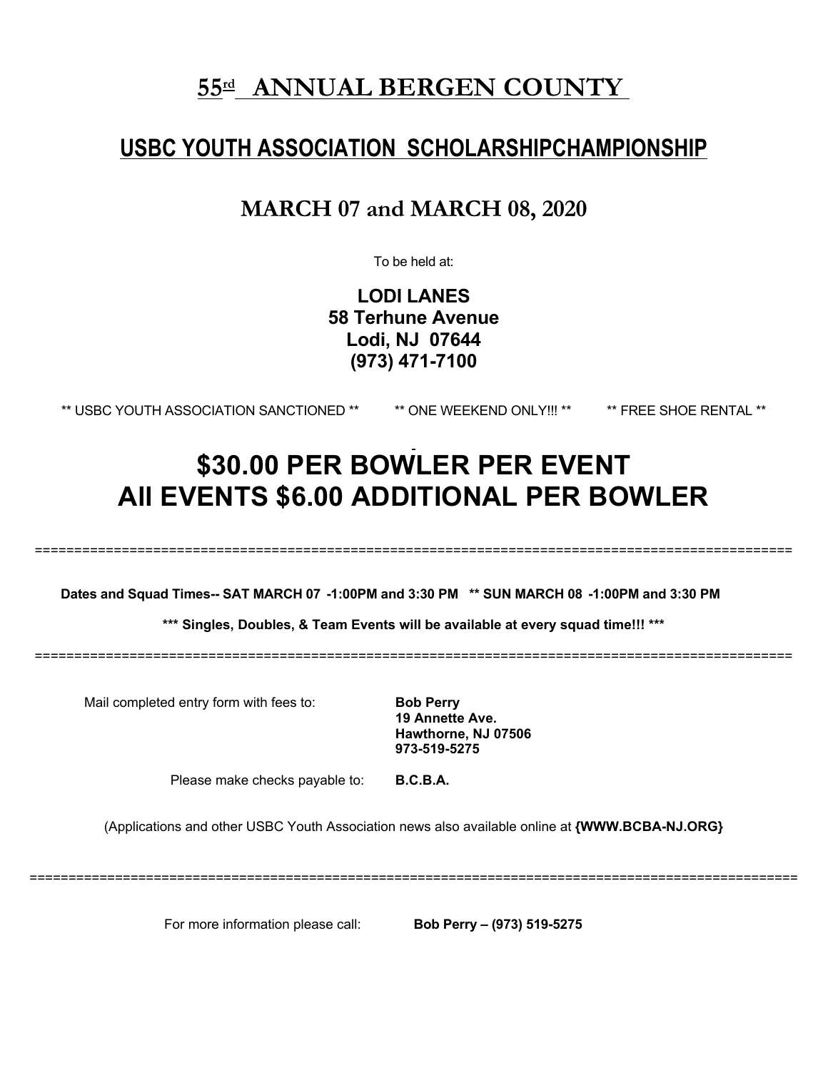# 55[rd] ANNUAL BERGEN COUNTY

## USBC YOUTH ASSOCIATION SCHOLARSHIPCHAMPIONSHIP

### MARCH 07 and MARCH 08, 2020

To be held at:

**LODI LANES**
**58 Terhune Avenue**
**Lodi, NJ 07644**
**(973) 471-7100**

** USBC YOUTH ASSOCIATION SANCTIONED ** ** ONE WEEKEND ONLY!!! ** ** FREE SHOE RENTAL **

# $30.00 PER BOWLER PER EVENT
# All EVENTS $6.00 ADDITIONAL PER BOWLER

==========================================================================================

**Dates and Squad Times-- SAT MARCH 07 -1:00PM and 3:30 PM ** SUN MARCH 08 -1:00PM and 3:30 PM**

***** Singles, Doubles, & Team Events will be available at every squad time!!! *****

==========================================================================================

Mail completed entry form with fees to: **Bob Perry**
**19 Annette Ave.**
**Hawthorne, NJ 07506**
**973-519-5275**

Please make checks payable to: **B.C.B.A.**

(Applications and other USBC Youth Association news also available online at **{WWW.BCBA-NJ.ORG}**

==========================================================================================

For more information please call: **Bob Perry – (973) 519-5275**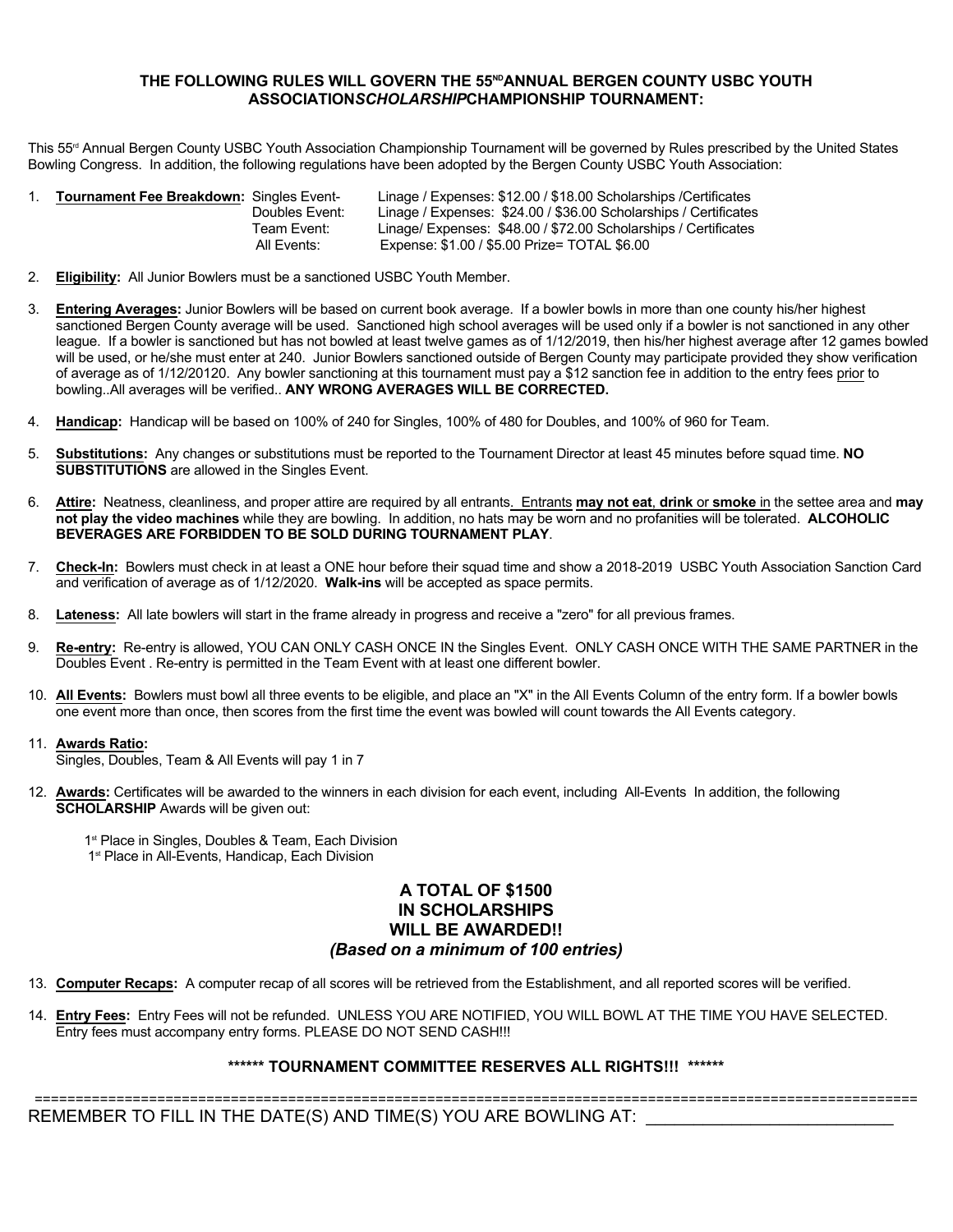### THE FOLLOWING RULES WILL GOVERN THE 55[ND] ANNUAL BERGEN COUNTY USBC YOUTH ASSOCIATION *SCHOLARSHIP* CHAMPIONSHIP TOURNAMENT:

This 55[rd] Annual Bergen County USBC Youth Association Championship Tournament will be governed by Rules prescribed by the United States Bowling Congress. In addition, the following regulations have been adopted by the Bergen County USBC Youth Association:

1. **Tournament Fee Breakdown:**

| Event | Breakdown |
|---|---|
| Singles Event- | Linage / Expenses: $12.00 / $18.00 Scholarships /Certificates |
| Doubles Event: | Linage / Expenses: $24.00 / $36.00 Scholarships / Certificates |
| Team Event: | Linage/ Expenses: $48.00 / $72.00 Scholarships / Certificates |
| All Events: | Expense: $1.00 / $5.00 Prize= TOTAL $6.00 |

2. **Eligibility:** All Junior Bowlers must be a sanctioned USBC Youth Member.

3. **Entering Averages:** Junior Bowlers will be based on current book average. If a bowler bowls in more than one county his/her highest sanctioned Bergen County average will be used. Sanctioned high school averages will be used only if a bowler is not sanctioned in any other league. If a bowler is sanctioned but has not bowled at least twelve games as of 1/12/2019, then his/her highest average after 12 games bowled will be used, or he/she must enter at 240. Junior Bowlers sanctioned outside of Bergen County may participate provided they show verification of average as of 1/12/20120. Any bowler sanctioning at this tournament must pay a $12 sanction fee in addition to the entry fees <u>prior</u> to bowling..All averages will be verified.. **ANY WRONG AVERAGES WILL BE CORRECTED.**

4. **Handicap:** Handicap will be based on 100% of 240 for Singles, 100% of 480 for Doubles, and 100% of 960 for Team.

5. **Substitutions:** Any changes or substitutions must be reported to the Tournament Director at least 45 minutes before squad time. **NO SUBSTITUTIONS** are allowed in the Singles Event.

6. **Attire:** Neatness, cleanliness, and proper attire are required by all entrants. Entrants **may not eat**, **drink** or **smoke** in the settee area and **may not play the video machines** while they are bowling. In addition, no hats may be worn and no profanities will be tolerated. **ALCOHOLIC BEVERAGES ARE FORBIDDEN TO BE SOLD DURING TOURNAMENT PLAY**.

7. **Check-In:** Bowlers must check in at least a ONE hour before their squad time and show a 2018-2019 USBC Youth Association Sanction Card and verification of average as of 1/12/2020. **Walk-ins** will be accepted as space permits.

8. **Lateness:** All late bowlers will start in the frame already in progress and receive a "zero" for all previous frames.

9. **Re-entry:** Re-entry is allowed, YOU CAN ONLY CASH ONCE IN the Singles Event. ONLY CASH ONCE WITH THE SAME PARTNER in the Doubles Event . Re-entry is permitted in the Team Event with at least one different bowler.

10. **All Events:** Bowlers must bowl all three events to be eligible, and place an "X" in the All Events Column of the entry form. If a bowler bowls one event more than once, then scores from the first time the event was bowled will count towards the All Events category.

11. **Awards Ratio:**
    Singles, Doubles, Team & All Events will pay 1 in 7

12. **Awards:** Certificates will be awarded to the winners in each division for each event, including All-Events In addition, the following **SCHOLARSHIP** Awards will be given out:

    1[st] Place in Singles, Doubles & Team, Each Division
    1[st] Place in All-Events, Handicap, Each Division

**A TOTAL OF $1500**
**IN SCHOLARSHIPS**
**WILL BE AWARDED!!**
***(Based on a minimum of 100 entries)***

13. **Computer Recaps:** A computer recap of all scores will be retrieved from the Establishment, and all reported scores will be verified.

14. **Entry Fees:** Entry Fees will not be refunded. UNLESS YOU ARE NOTIFIED, YOU WILL BOWL AT THE TIME YOU HAVE SELECTED. Entry fees must accompany entry forms. PLEASE DO NOT SEND CASH!!!

**\*\*\*\*\*\* TOURNAMENT COMMITTEE RESERVES ALL RIGHTS!!! \*\*\*\*\*\***

---

REMEMBER TO FILL IN THE DATE(S) AND TIME(S) YOU ARE BOWLING AT: ___________________________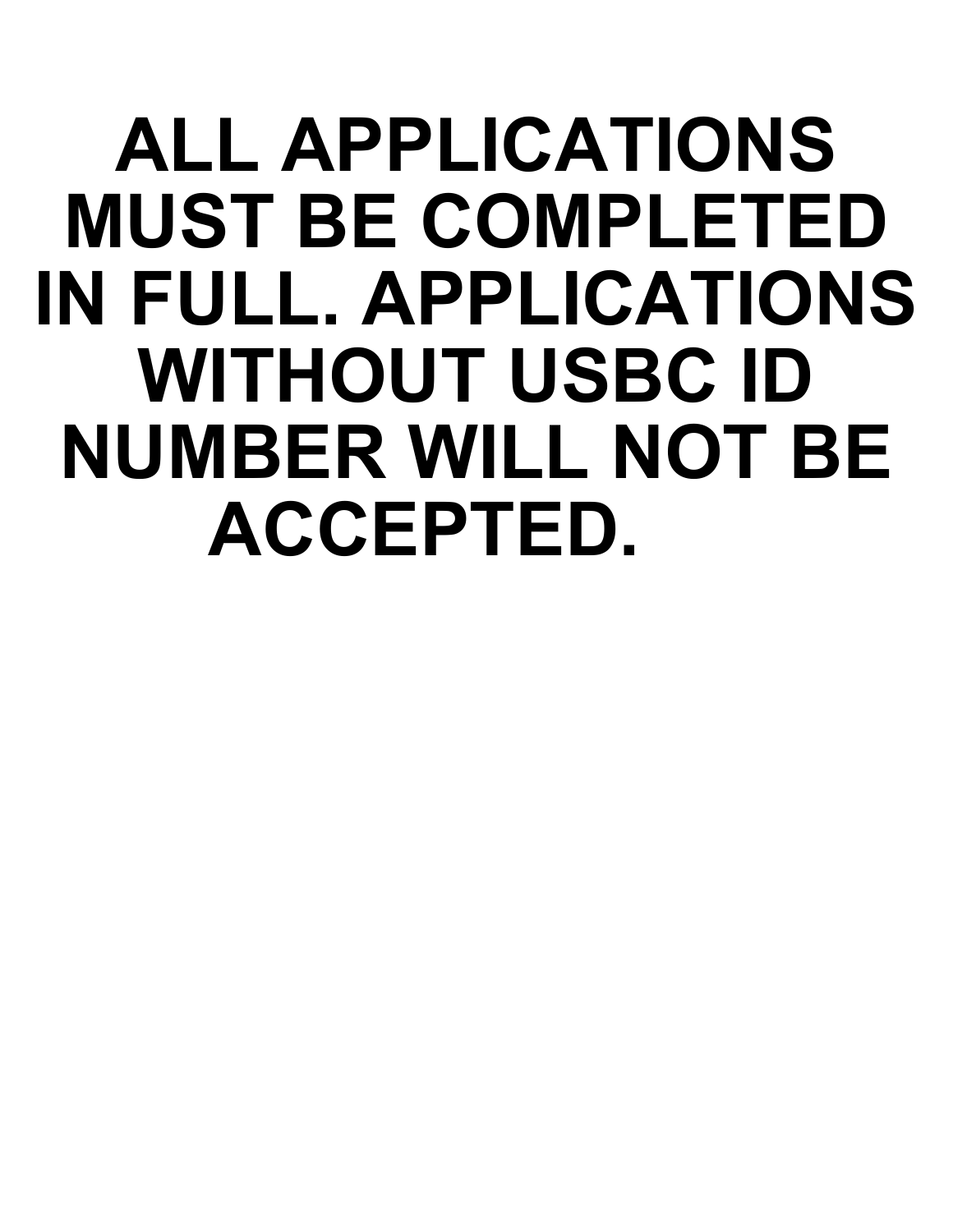# ALL APPLICATIONS MUST BE COMPLETED IN FULL. APPLICATIONS WITHOUT USBC ID NUMBER WILL NOT BE ACCEPTED.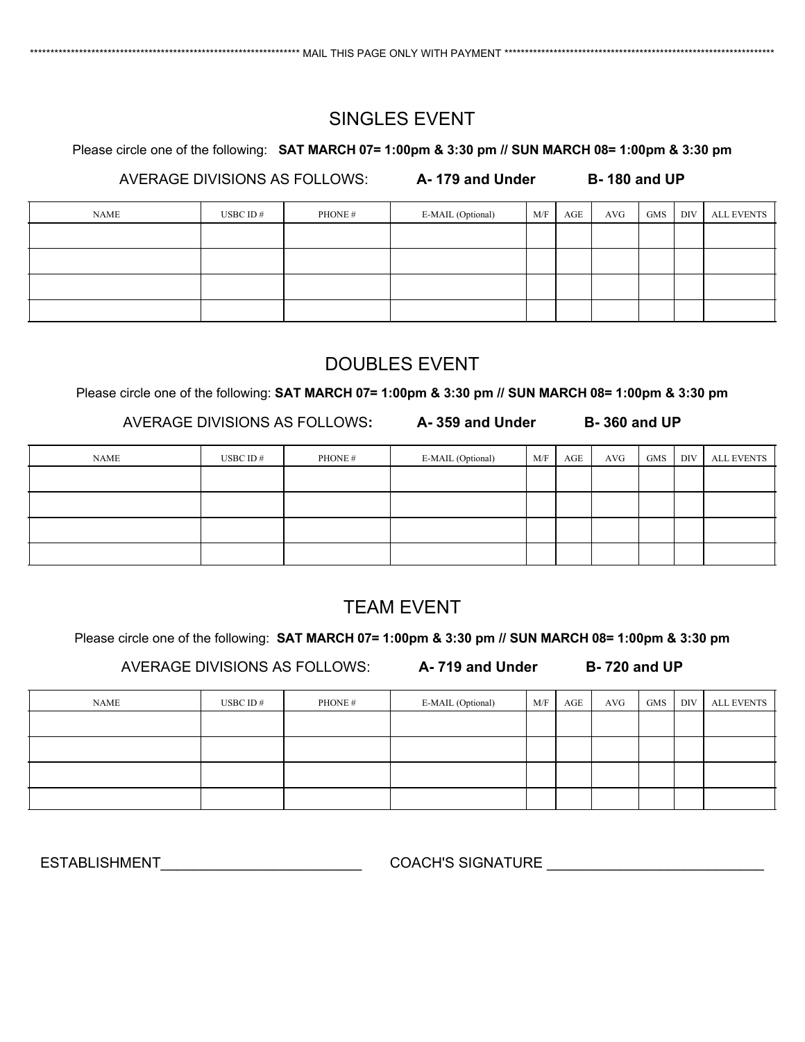******************************************************************** MAIL THIS PAGE ONLY WITH PAYMENT ********************************************************************

## SINGLES EVENT

Please circle one of the following: **SAT MARCH 07= 1:00pm & 3:30 pm // SUN MARCH 08= 1:00pm & 3:30 pm**

AVERAGE DIVISIONS AS FOLLOWS: **A- 179 and Under** **B- 180 and UP**

| NAME | USBC ID # | PHONE # | E-MAIL (Optional) | M/F | AGE | AVG | GMS | DIV | ALL EVENTS |
|---|---|---|---|---|---|---|---|---|---|
| | | | | | | | | | |
| | | | | | | | | | |
| | | | | | | | | | |
| | | | | | | | | | |

## DOUBLES EVENT

Please circle one of the following: **SAT MARCH 07= 1:00pm & 3:30 pm // SUN MARCH 08= 1:00pm & 3:30 pm**

AVERAGE DIVISIONS AS FOLLOWS: **A- 359 and Under** **B- 360 and UP**

| NAME | USBC ID # | PHONE # | E-MAIL (Optional) | M/F | AGE | AVG | GMS | DIV | ALL EVENTS |
|---|---|---|---|---|---|---|---|---|---|
| | | | | | | | | | |
| | | | | | | | | | |
| | | | | | | | | | |
| | | | | | | | | | |

## TEAM EVENT

Please circle one of the following: **SAT MARCH 07= 1:00pm & 3:30 pm // SUN MARCH 08= 1:00pm & 3:30 pm**

AVERAGE DIVISIONS AS FOLLOWS: **A- 719 and Under** **B- 720 and UP**

| NAME | USBC ID # | PHONE # | E-MAIL (Optional) | M/F | AGE | AVG | GMS | DIV | ALL EVENTS |
|---|---|---|---|---|---|---|---|---|---|
| | | | | | | | | | |
| | | | | | | | | | |
| | | | | | | | | | |
| | | | | | | | | | |

ESTABLISHMENT_________________________ COACH'S SIGNATURE ___________________________